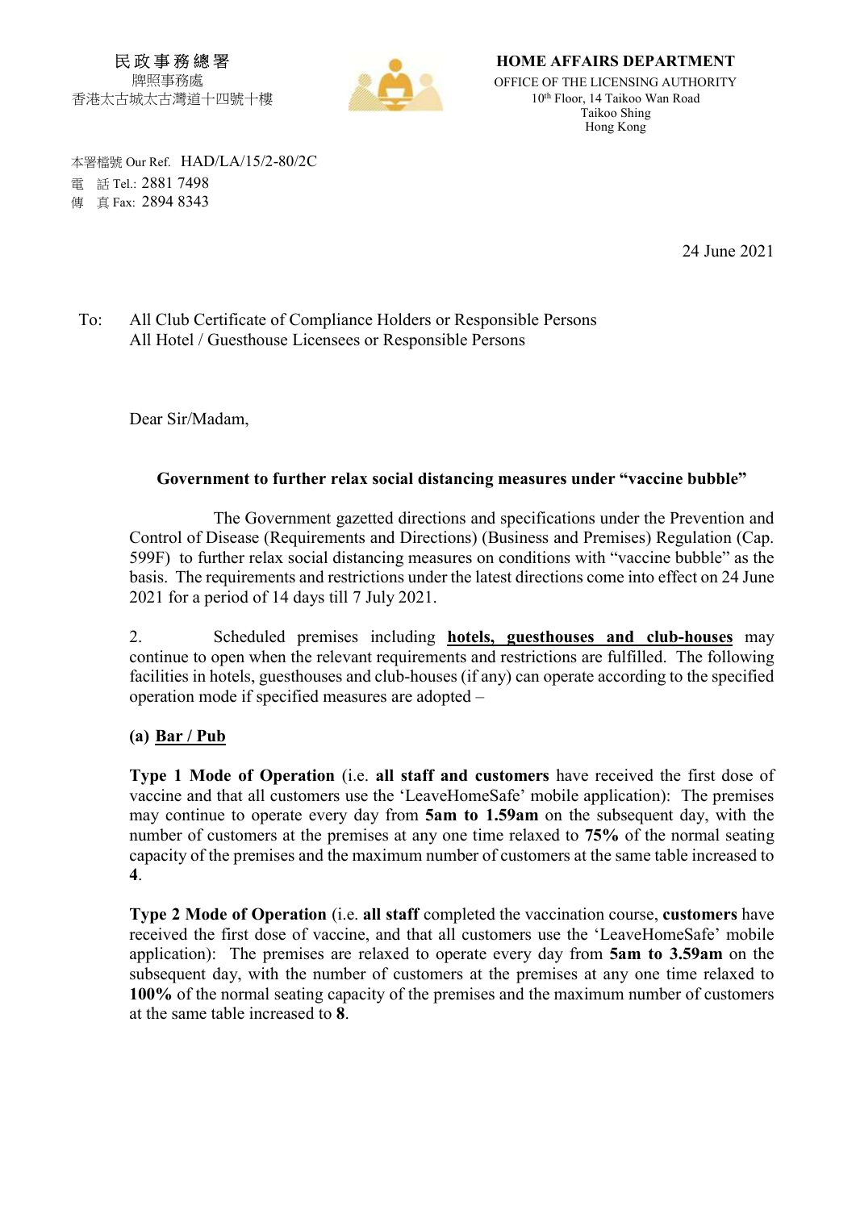民政事務總署
牌照事務處
香港太古城太古灣道十四號十樓

**HOME AFFAIRS DEPARTMENT**
OFFICE OF THE LICENSING AUTHORITY
10th Floor, 14 Taikoo Wan Road
Taikoo Shing
Hong Kong

本署檔號 Our Ref. HAD/LA/15/2-80/2C
電 話 Tel.: 2881 7498
傳 真 Fax: 2894 8343

24 June 2021

To: All Club Certificate of Compliance Holders or Responsible Persons
All Hotel / Guesthouse Licensees or Responsible Persons

Dear Sir/Madam,

**Government to further relax social distancing measures under "vaccine bubble"**

The Government gazetted directions and specifications under the Prevention and Control of Disease (Requirements and Directions) (Business and Premises) Regulation (Cap. 599F) to further relax social distancing measures on conditions with "vaccine bubble" as the basis. The requirements and restrictions under the latest directions come into effect on 24 June 2021 for a period of 14 days till 7 July 2021.

2. Scheduled premises including **hotels, guesthouses and club-houses** may continue to open when the relevant requirements and restrictions are fulfilled. The following facilities in hotels, guesthouses and club-houses (if any) can operate according to the specified operation mode if specified measures are adopted –

**(a) Bar / Pub**

**Type 1 Mode of Operation** (i.e. **all staff and customers** have received the first dose of vaccine and that all customers use the 'LeaveHomeSafe' mobile application): The premises may continue to operate every day from **5am to 1.59am** on the subsequent day, with the number of customers at the premises at any one time relaxed to **75%** of the normal seating capacity of the premises and the maximum number of customers at the same table increased to **4**.

**Type 2 Mode of Operation** (i.e. **all staff** completed the vaccination course, **customers** have received the first dose of vaccine, and that all customers use the 'LeaveHomeSafe' mobile application): The premises are relaxed to operate every day from **5am to 3.59am** on the subsequent day, with the number of customers at the premises at any one time relaxed to **100%** of the normal seating capacity of the premises and the maximum number of customers at the same table increased to **8**.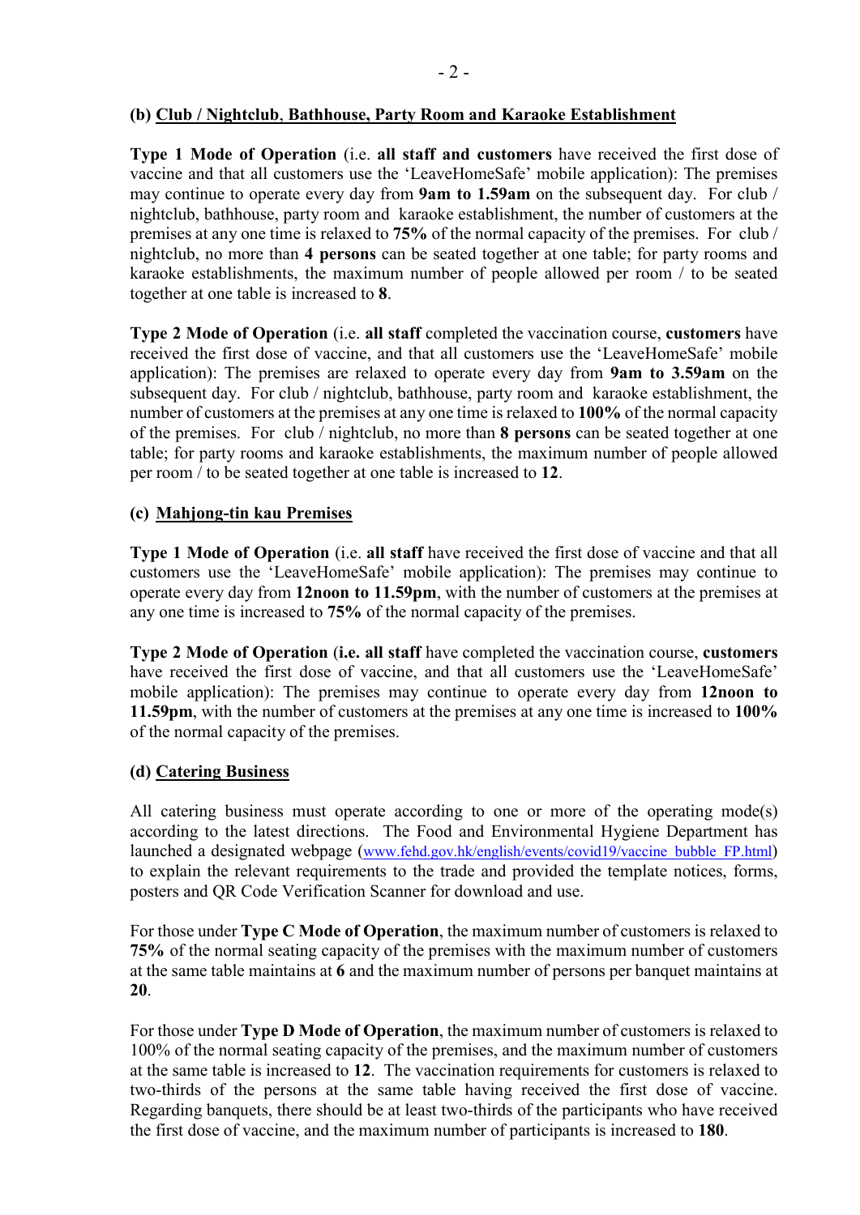### (b) Club / Nightclub, Bathhouse, Party Room and Karaoke Establishment

**Type 1 Mode of Operation** (i.e. **all staff and customers** have received the first dose of vaccine and that all customers use the 'LeaveHomeSafe' mobile application): The premises may continue to operate every day from **9am to 1.59am** on the subsequent day. For club / nightclub, bathhouse, party room and karaoke establishment, the number of customers at the premises at any one time is relaxed to **75%** of the normal capacity of the premises. For club / nightclub, no more than **4 persons** can be seated together at one table; for party rooms and karaoke establishments, the maximum number of people allowed per room / to be seated together at one table is increased to **8**.

**Type 2 Mode of Operation** (i.e. **all staff** completed the vaccination course, **customers** have received the first dose of vaccine, and that all customers use the 'LeaveHomeSafe' mobile application): The premises are relaxed to operate every day from **9am to 3.59am** on the subsequent day. For club / nightclub, bathhouse, party room and karaoke establishment, the number of customers at the premises at any one time is relaxed to **100%** of the normal capacity of the premises. For club / nightclub, no more than **8 persons** can be seated together at one table; for party rooms and karaoke establishments, the maximum number of people allowed per room / to be seated together at one table is increased to **12**.

### (c) Mahjong-tin kau Premises

**Type 1 Mode of Operation** (i.e. **all staff** have received the first dose of vaccine and that all customers use the 'LeaveHomeSafe' mobile application): The premises may continue to operate every day from **12noon to 11.59pm**, with the number of customers at the premises at any one time is increased to **75%** of the normal capacity of the premises.

**Type 2 Mode of Operation** (**i.e. all staff** have completed the vaccination course, **customers** have received the first dose of vaccine, and that all customers use the 'LeaveHomeSafe' mobile application): The premises may continue to operate every day from **12noon to 11.59pm**, with the number of customers at the premises at any one time is increased to **100%** of the normal capacity of the premises.

### (d) Catering Business

All catering business must operate according to one or more of the operating mode(s) according to the latest directions. The Food and Environmental Hygiene Department has launched a designated webpage (www.fehd.gov.hk/english/events/covid19/vaccine_bubble_FP.html) to explain the relevant requirements to the trade and provided the template notices, forms, posters and QR Code Verification Scanner for download and use.

For those under **Type C Mode of Operation**, the maximum number of customers is relaxed to **75%** of the normal seating capacity of the premises with the maximum number of customers at the same table maintains at **6** and the maximum number of persons per banquet maintains at **20**.

For those under **Type D Mode of Operation**, the maximum number of customers is relaxed to 100% of the normal seating capacity of the premises, and the maximum number of customers at the same table is increased to **12**. The vaccination requirements for customers is relaxed to two-thirds of the persons at the same table having received the first dose of vaccine. Regarding banquets, there should be at least two-thirds of the participants who have received the first dose of vaccine, and the maximum number of participants is increased to **180**.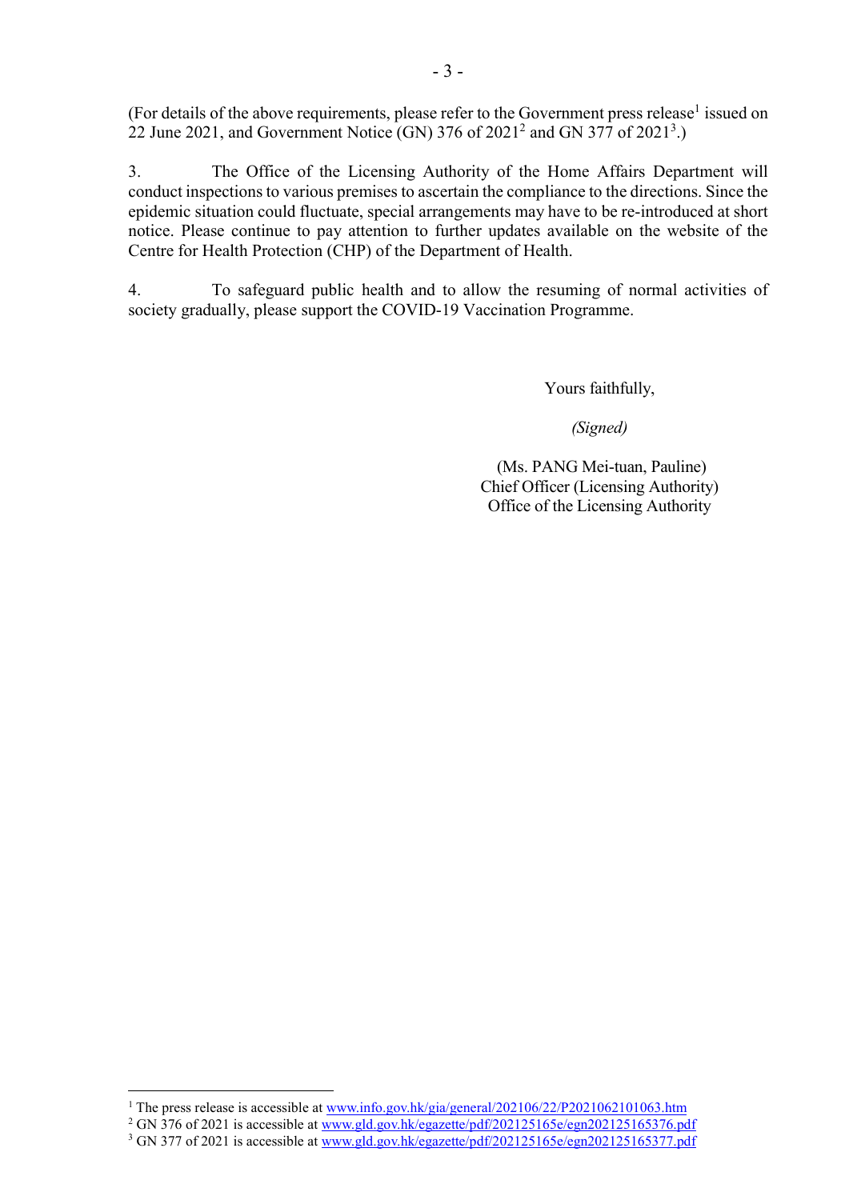(For details of the above requirements, please refer to the Government press release[1] issued on 22 June 2021, and Government Notice (GN) 376 of 2021[2] and GN 377 of 2021[3].)

3. The Office of the Licensing Authority of the Home Affairs Department will conduct inspections to various premises to ascertain the compliance to the directions. Since the epidemic situation could fluctuate, special arrangements may have to be re-introduced at short notice. Please continue to pay attention to further updates available on the website of the Centre for Health Protection (CHP) of the Department of Health.

4. To safeguard public health and to allow the resuming of normal activities of society gradually, please support the COVID-19 Vaccination Programme.

Yours faithfully,

*(Signed)*

(Ms. PANG Mei-tuan, Pauline)
Chief Officer (Licensing Authority)
Office of the Licensing Authority

---

[1] The press release is accessible at www.info.gov.hk/gia/general/202106/22/P2021062101063.htm

[2] GN 376 of 2021 is accessible at www.gld.gov.hk/egazette/pdf/202125165e/egn202125165376.pdf

[3] GN 377 of 2021 is accessible at www.gld.gov.hk/egazette/pdf/202125165e/egn202125165377.pdf